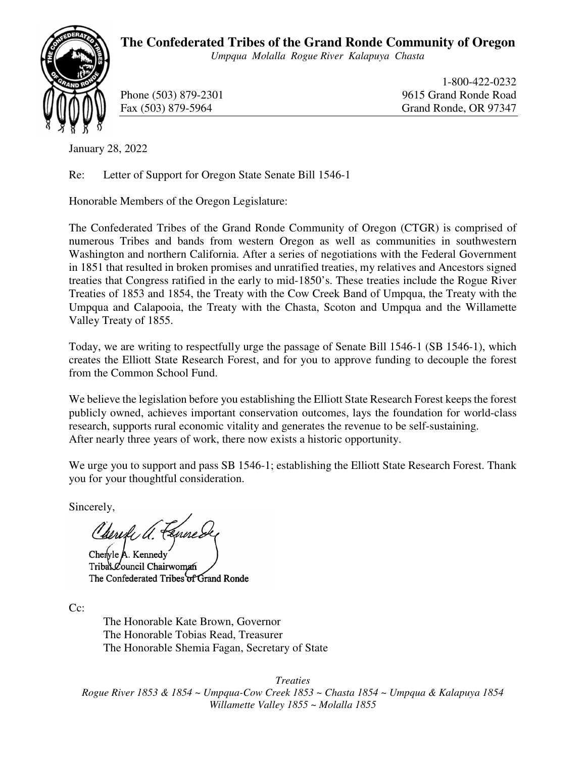# The Confederated Tribes of the Grand Ronde Community of Oregon

*Umpqua Molalla Rogue River Kalapuya Chasta*

Phone (503) 879-2301
Fax (503) 879-5964

1-800-422-0232
9615 Grand Ronde Road
Grand Ronde, OR 97347

January 28, 2022

Re: Letter of Support for Oregon State Senate Bill 1546-1

Honorable Members of the Oregon Legislature:

The Confederated Tribes of the Grand Ronde Community of Oregon (CTGR) is comprised of numerous Tribes and bands from western Oregon as well as communities in southwestern Washington and northern California. After a series of negotiations with the Federal Government in 1851 that resulted in broken promises and unratified treaties, my relatives and Ancestors signed treaties that Congress ratified in the early to mid-1850's. These treaties include the Rogue River Treaties of 1853 and 1854, the Treaty with the Cow Creek Band of Umpqua, the Treaty with the Umpqua and Calapooia, the Treaty with the Chasta, Scoton and Umpqua and the Willamette Valley Treaty of 1855.

Today, we are writing to respectfully urge the passage of Senate Bill 1546-1 (SB 1546-1), which creates the Elliott State Research Forest, and for you to approve funding to decouple the forest from the Common School Fund.

We believe the legislation before you establishing the Elliott State Research Forest keeps the forest publicly owned, achieves important conservation outcomes, lays the foundation for world-class research, supports rural economic vitality and generates the revenue to be self-sustaining. After nearly three years of work, there now exists a historic opportunity.

We urge you to support and pass SB 1546-1; establishing the Elliott State Research Forest. Thank you for your thoughtful consideration.

Sincerely,

Cheryle A. Kennedy
Tribal Council Chairwoman
The Confederated Tribes of Grand Ronde

Cc:

The Honorable Kate Brown, Governor
The Honorable Tobias Read, Treasurer
The Honorable Shemia Fagan, Secretary of State

*Treaties*
*Rogue River 1853 & 1854 ~ Umpqua-Cow Creek 1853 ~ Chasta 1854 ~ Umpqua & Kalapuya 1854*
*Willamette Valley 1855 ~ Molalla 1855*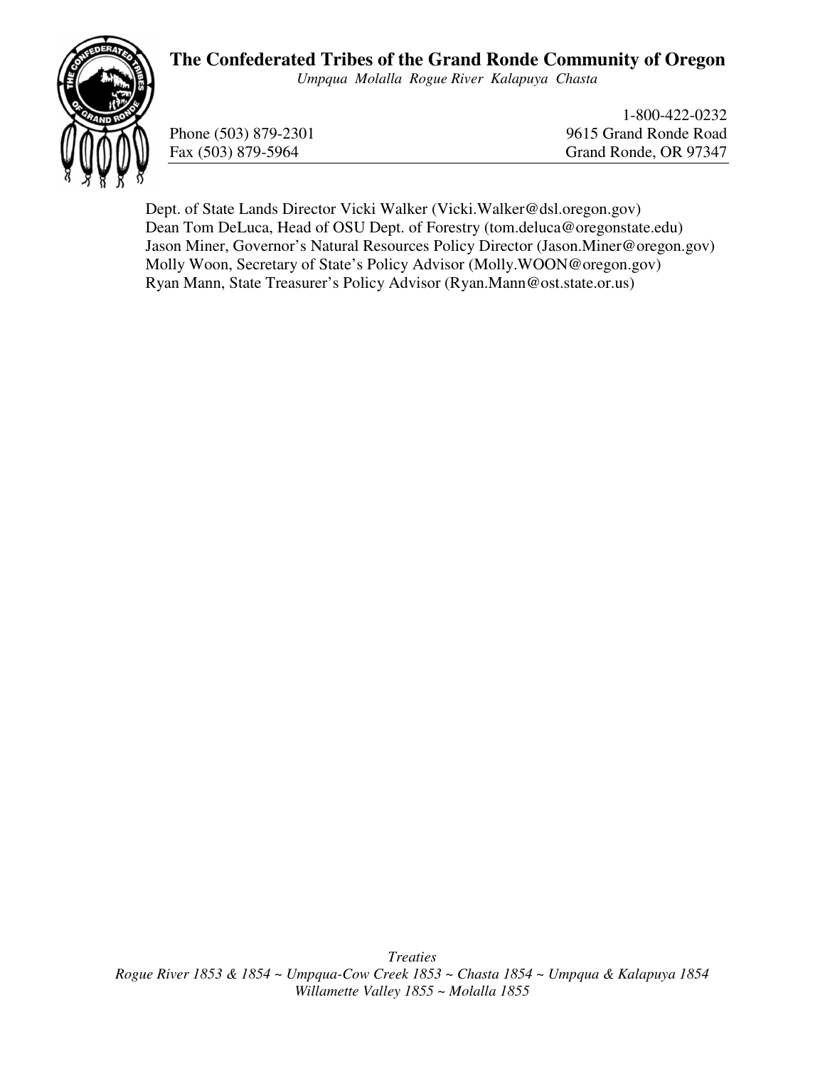**The Confederated Tribes of the Grand Ronde Community of Oregon**

*Umpqua Molalla Rogue River Kalapuya Chasta*

1-800-422-0232

Phone (503) 879-2301
Fax (503) 879-5964

9615 Grand Ronde Road
Grand Ronde, OR 97347

Dept. of State Lands Director Vicki Walker (Vicki.Walker@dsl.oregon.gov)
Dean Tom DeLuca, Head of OSU Dept. of Forestry (tom.deluca@oregonstate.edu)
Jason Miner, Governor's Natural Resources Policy Director (Jason.Miner@oregon.gov)
Molly Woon, Secretary of State's Policy Advisor (Molly.WOON@oregon.gov)
Ryan Mann, State Treasurer's Policy Advisor (Ryan.Mann@ost.state.or.us)

*Treaties*
*Rogue River 1853 & 1854 ~ Umpqua-Cow Creek 1853 ~ Chasta 1854 ~ Umpqua & Kalapuya 1854*
*Willamette Valley 1855 ~ Molalla 1855*